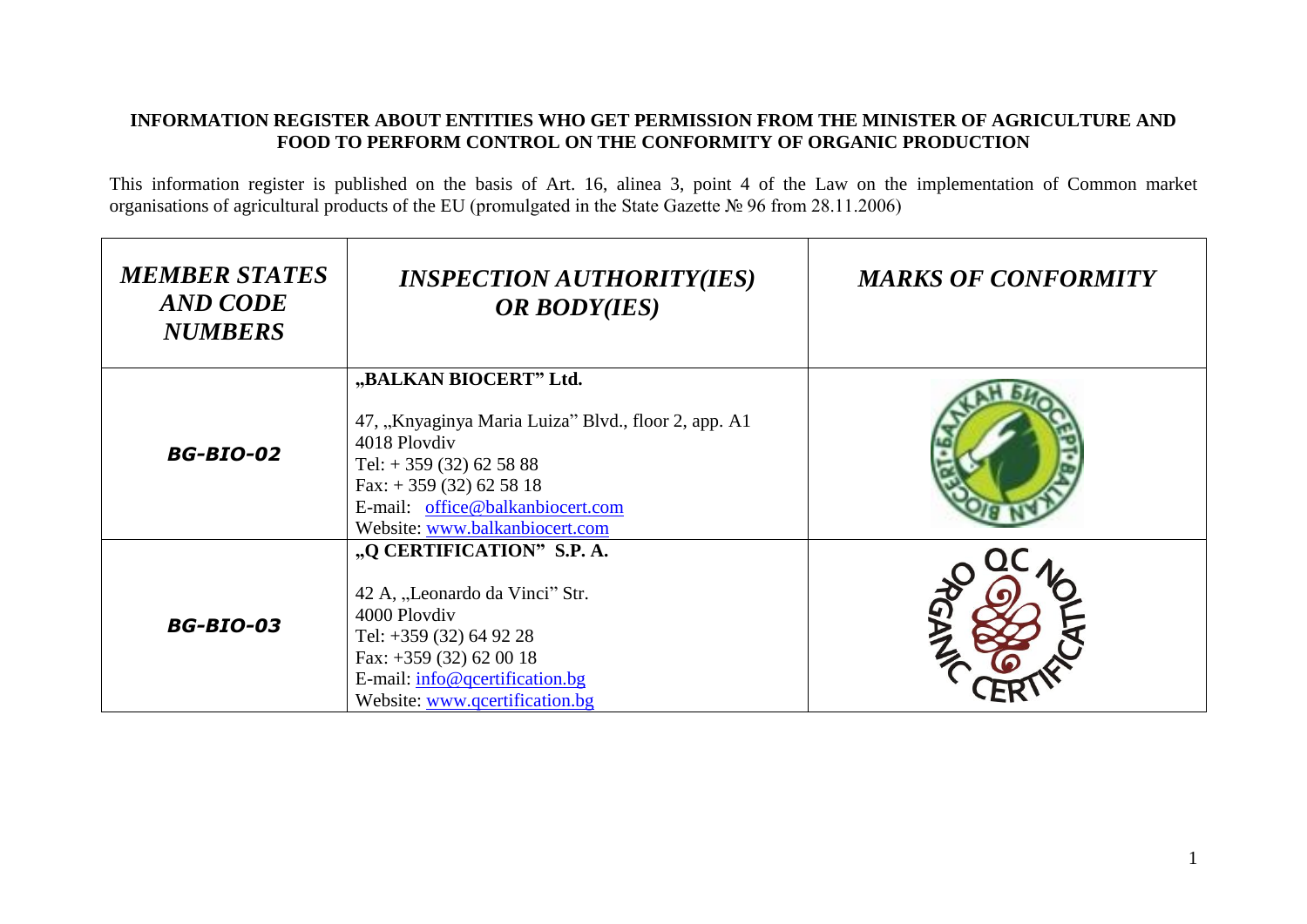**INFORMATION REGISTER ABOUT ENTITIES WHO GET PERMISSION FROM THE MINISTER OF AGRICULTURE AND FOOD TO PERFORM CONTROL ON THE CONFORMITY OF ORGANIC PRODUCTION**

This information register is published on the basis of Art. 16, alinea 3, point 4 of the Law on the implementation of Common market organisations of agricultural products of the EU (promulgated in the State Gazette № 96 from 28.11.2006)

| *MEMBER STATES AND CODE NUMBERS* | *INSPECTION AUTHORITY(IES) OR BODY(IES)* | *MARKS OF CONFORMITY* |
|---|---|---|
| ***BG-BIO-02*** | **„BALKAN BIOCERT" Ltd.**<br><br>47, „Knyaginya Maria Luiza" Blvd., floor 2, app. A1<br>4018 Plovdiv<br>Tel: + 359 (32) 62 58 88<br>Fax: + 359 (32) 62 58 18<br>E-mail: office@balkanbiocert.com<br>Website: www.balkanbiocert.com | |
| ***BG-BIO-03*** | **„Q CERTIFICATION" S.P. A.**<br><br>42 A, „Leonardo da Vinci" Str.<br>4000 Plovdiv<br>Tel: +359 (32) 64 92 28<br>Fax: +359 (32) 62 00 18<br>E-mail: info@qcertification.bg<br>Website: www.qcertification.bg | |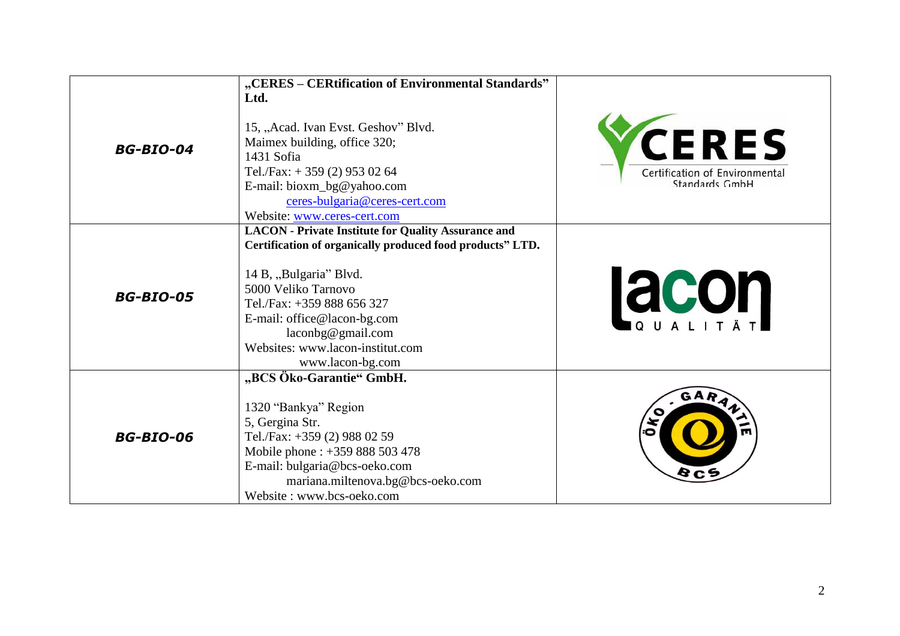| | | |
|---|---|---|
| ***BG-BIO-04*** | **„CERES – CERtification of Environmental Standards" Ltd.**<br><br>15, „Acad. Ivan Evst. Geshov" Blvd.<br>Maimex building, office 320;<br>1431 Sofia<br>Tel./Fax: + 359 (2) 953 02 64<br>E-mail: bioxm_bg@yahoo.com<br>ceres-bulgaria@ceres-cert.com<br>Website: www.ceres-cert.com | CERES Certification of Environmental Standards GmbH |
| ***BG-BIO-05*** | **LACON - Private Institute for Quality Assurance and Certification of organically produced food products" LTD.**<br><br>14 B, „Bulgaria" Blvd.<br>5000 Veliko Tarnovo<br>Tel./Fax: +359 888 656 327<br>E-mail: office@lacon-bg.com<br>laconbg@gmail.com<br>Websites: www.lacon-institut.com<br>www.lacon-bg.com | lacon QUALITÄT |
| ***BG-BIO-06*** | **„BCS Öko-Garantie" GmbH.**<br><br>1320 "Bankya" Region<br>5, Gergina Str.<br>Tel./Fax: +359 (2) 988 02 59<br>Mobile phone : +359 888 503 478<br>E-mail: bulgaria@bcs-oeko.com<br>mariana.miltenova.bg@bcs-oeko.com<br>Website : www.bcs-oeko.com | ÖKO - GARANTIE BCS |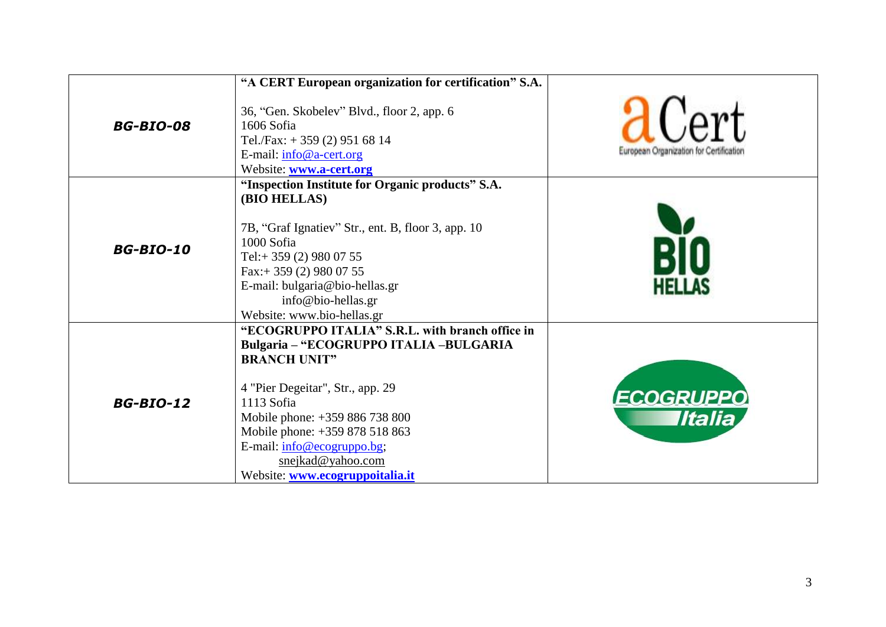| | | |
|---|---|---|
| ***BG-BIO-08*** | **"A CERT European organization for certification" S.A.**<br><br>36, "Gen. Skobelev" Blvd., floor 2, app. 6<br>1606 Sofia<br>Tel./Fax: + 359 (2) 951 68 14<br>E-mail: info@a-cert.org<br>Website: **www.a-cert.org** | aCert<br>European Organization for Certification |
| ***BG-BIO-10*** | **"Inspection Institute for Organic products" S.A. (BIO HELLAS)**<br><br>7B, "Graf Ignatiev" Str., ent. B, floor 3, app. 10<br>1000 Sofia<br>Tel:+ 359 (2) 980 07 55<br>Fax:+ 359 (2) 980 07 55<br>E-mail: bulgaria@bio-hellas.gr<br>info@bio-hellas.gr<br>Website: www.bio-hellas.gr | BIO HELLAS |
| ***BG-BIO-12*** | **"ECOGRUPPO ITALIA" S.R.L. with branch office in Bulgaria – "ECOGRUPPO ITALIA –BULGARIA BRANCH UNIT"**<br><br>4 "Pier Degeitar", Str., app. 29<br>1113 Sofia<br>Mobile phone: +359 886 738 800<br>Mobile phone: +359 878 518 863<br>E-mail: info@ecogruppo.bg;<br>snejkad@yahoo.com<br>Website: **www.ecogruppoitalia.it** | ECOGRUPPO Italia |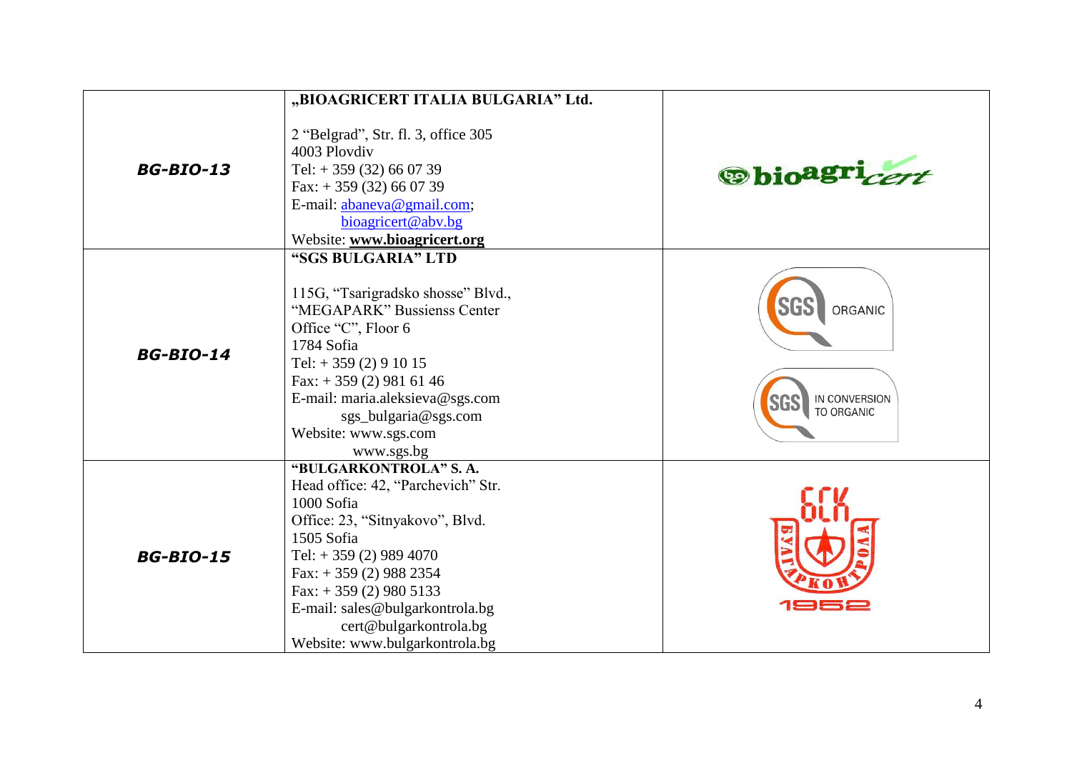| | | |
|---|---|---|
| ***BG-BIO-13*** | **„BIOAGRICERT ITALIA BULGARIA" Ltd.**<br><br>2 "Belgrad", Str. fl. 3, office 305<br>4003 Plovdiv<br>Tel: + 359 (32) 66 07 39<br>Fax: + 359 (32) 66 07 39<br>E-mail: abaneva@gmail.com;<br>bioagricert@abv.bg<br>Website: **www.bioagricert.org** | bioagricert |
| ***BG-BIO-14*** | **"SGS BULGARIA" LTD**<br><br>115G, "Tsarigradsko shosse" Blvd.,<br>"MEGAPARK" Bussienss Center<br>Office "C", Floor 6<br>1784 Sofia<br>Tel: + 359 (2) 9 10 15<br>Fax: + 359 (2) 981 61 46<br>E-mail: maria.aleksieva@sgs.com<br>sgs_bulgaria@sgs.com<br>Website: www.sgs.com<br>www.sgs.bg | SGS ORGANIC<br><br>SGS IN CONVERSION TO ORGANIC |
| ***BG-BIO-15*** | **"BULGARKONTROLA" S. A.**<br>Head office: 42, "Parchevich" Str.<br>1000 Sofia<br>Office: 23, "Sitnyakovo", Blvd.<br>1505 Sofia<br>Tel: + 359 (2) 989 4070<br>Fax: + 359 (2) 988 2354<br>Fax: + 359 (2) 980 5133<br>E-mail: sales@bulgarkontrola.bg<br>cert@bulgarkontrola.bg<br>Website: www.bulgarkontrola.bg | БГК<br>БЪЛГАРКОНТРОЛА<br>1952 |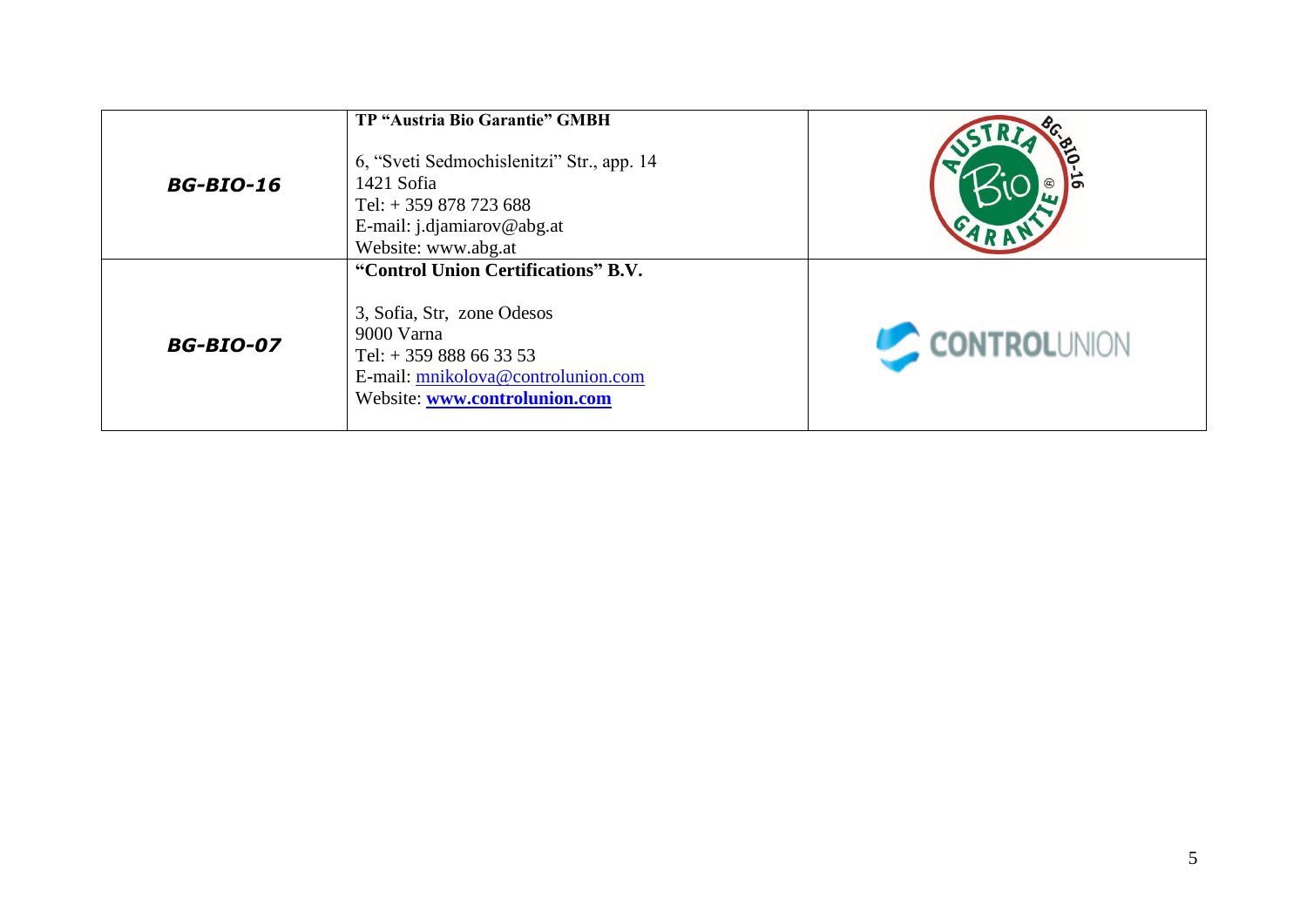| | | |
|---|---|---|
| ***BG-BIO-16*** | **TP "Austria Bio Garantie" GMBH**<br><br>6, "Sveti Sedmochislenitzi" Str., app. 14<br>1421 Sofia<br>Tel: + 359 878 723 688<br>E-mail: j.djamiarov@abg.at<br>Website: www.abg.at | |
| ***BG-BIO-07*** | **"Control Union Certifications" B.V.**<br><br>3, Sofia, Str, zone Odesos<br>9000 Varna<br>Tel: + 359 888 66 33 53<br>E-mail: mnikolova@controlunion.com<br>Website: **www.controlunion.com** | |